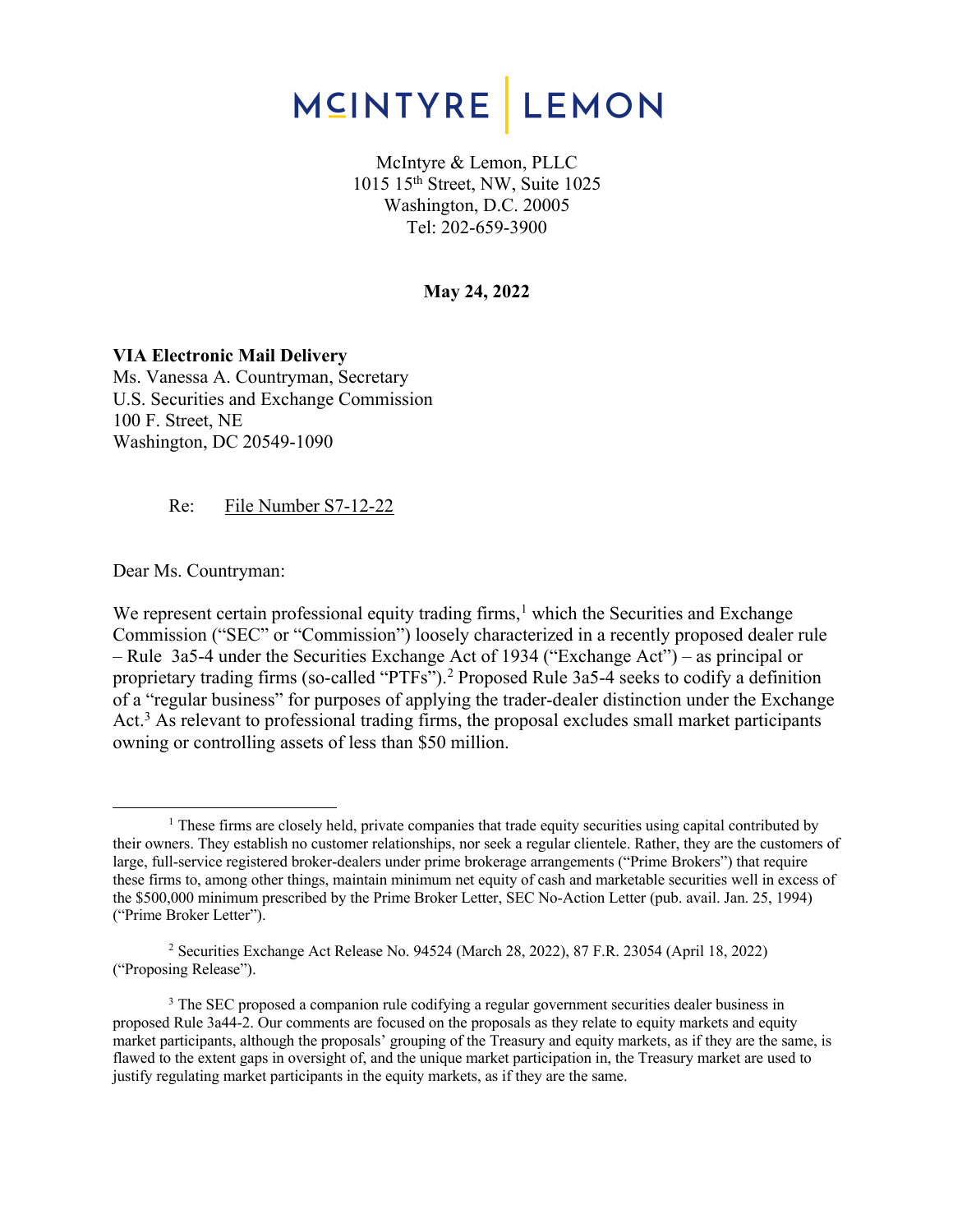# MCINTYRE | LEMON

McIntyre & Lemon, PLLC
1015 15th Street, NW, Suite 1025
Washington, D.C. 20005
Tel: 202-659-3900

**May 24, 2022**

**VIA Electronic Mail Delivery**
Ms. Vanessa A. Countryman, Secretary
U.S. Securities and Exchange Commission
100 F. Street, NE
Washington, DC 20549-1090

Re: File Number S7-12-22

Dear Ms. Countryman:

We represent certain professional equity trading firms,[1] which the Securities and Exchange Commission ("SEC" or "Commission") loosely characterized in a recently proposed dealer rule – Rule 3a5-4 under the Securities Exchange Act of 1934 ("Exchange Act") – as principal or proprietary trading firms (so-called "PTFs").[2] Proposed Rule 3a5-4 seeks to codify a definition of a "regular business" for purposes of applying the trader-dealer distinction under the Exchange Act.[3] As relevant to professional trading firms, the proposal excludes small market participants owning or controlling assets of less than $50 million.

---

[1] These firms are closely held, private companies that trade equity securities using capital contributed by their owners. They establish no customer relationships, nor seek a regular clientele. Rather, they are the customers of large, full-service registered broker-dealers under prime brokerage arrangements ("Prime Brokers") that require these firms to, among other things, maintain minimum net equity of cash and marketable securities well in excess of the $500,000 minimum prescribed by the Prime Broker Letter, SEC No-Action Letter (pub. avail. Jan. 25, 1994) ("Prime Broker Letter").

[2] Securities Exchange Act Release No. 94524 (March 28, 2022), 87 F.R. 23054 (April 18, 2022) ("Proposing Release").

[3] The SEC proposed a companion rule codifying a regular government securities dealer business in proposed Rule 3a44-2. Our comments are focused on the proposals as they relate to equity markets and equity market participants, although the proposals' grouping of the Treasury and equity markets, as if they are the same, is flawed to the extent gaps in oversight of, and the unique market participation in, the Treasury market are used to justify regulating market participants in the equity markets, as if they are the same.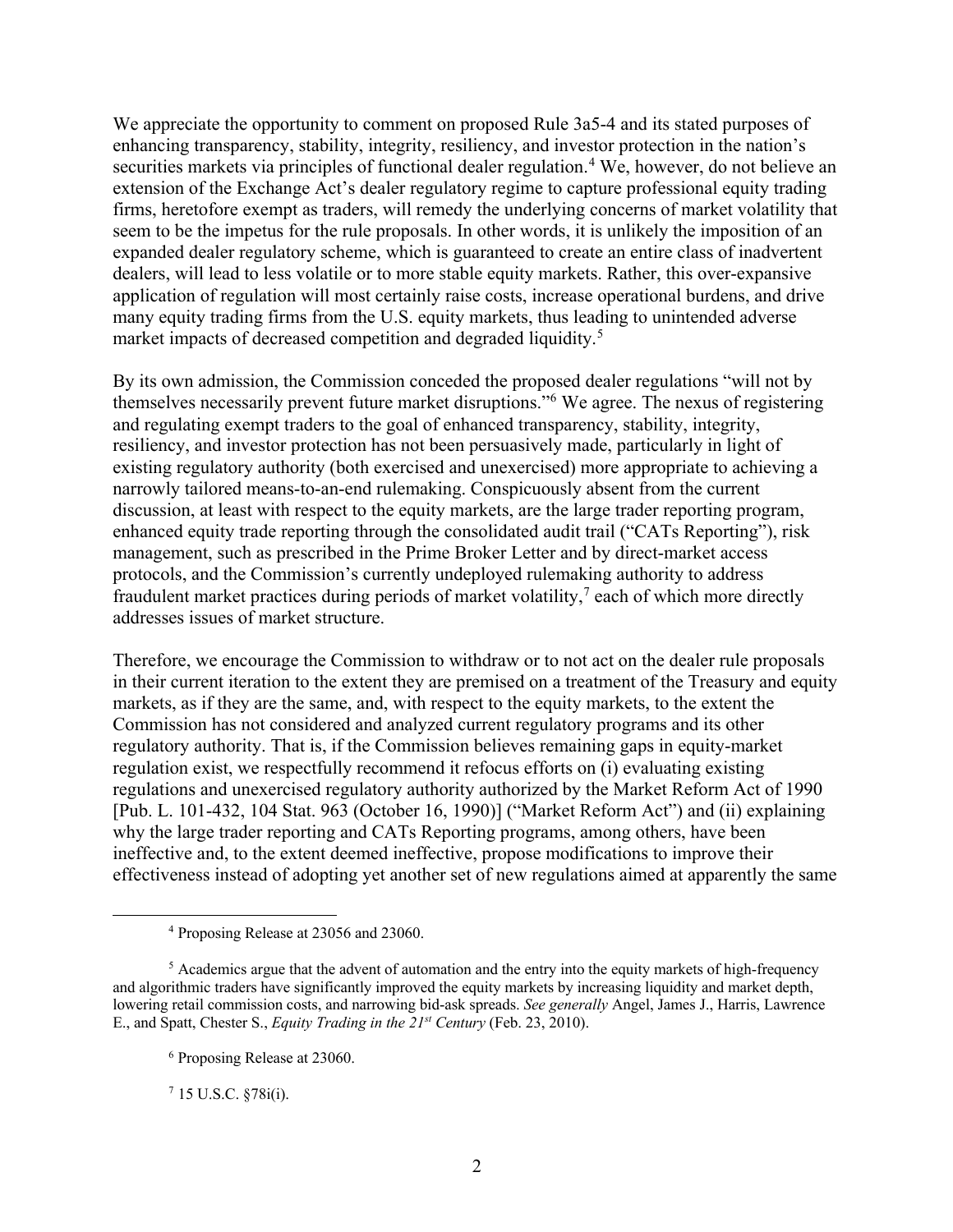We appreciate the opportunity to comment on proposed Rule 3a5-4 and its stated purposes of enhancing transparency, stability, integrity, resiliency, and investor protection in the nation's securities markets via principles of functional dealer regulation.[4] We, however, do not believe an extension of the Exchange Act's dealer regulatory regime to capture professional equity trading firms, heretofore exempt as traders, will remedy the underlying concerns of market volatility that seem to be the impetus for the rule proposals. In other words, it is unlikely the imposition of an expanded dealer regulatory scheme, which is guaranteed to create an entire class of inadvertent dealers, will lead to less volatile or to more stable equity markets. Rather, this over-expansive application of regulation will most certainly raise costs, increase operational burdens, and drive many equity trading firms from the U.S. equity markets, thus leading to unintended adverse market impacts of decreased competition and degraded liquidity.[5]

By its own admission, the Commission conceded the proposed dealer regulations "will not by themselves necessarily prevent future market disruptions."[6] We agree. The nexus of registering and regulating exempt traders to the goal of enhanced transparency, stability, integrity, resiliency, and investor protection has not been persuasively made, particularly in light of existing regulatory authority (both exercised and unexercised) more appropriate to achieving a narrowly tailored means-to-an-end rulemaking. Conspicuously absent from the current discussion, at least with respect to the equity markets, are the large trader reporting program, enhanced equity trade reporting through the consolidated audit trail ("CATs Reporting"), risk management, such as prescribed in the Prime Broker Letter and by direct-market access protocols, and the Commission's currently undeployed rulemaking authority to address fraudulent market practices during periods of market volatility,[7] each of which more directly addresses issues of market structure.

Therefore, we encourage the Commission to withdraw or to not act on the dealer rule proposals in their current iteration to the extent they are premised on a treatment of the Treasury and equity markets, as if they are the same, and, with respect to the equity markets, to the extent the Commission has not considered and analyzed current regulatory programs and its other regulatory authority. That is, if the Commission believes remaining gaps in equity-market regulation exist, we respectfully recommend it refocus efforts on (i) evaluating existing regulations and unexercised regulatory authority authorized by the Market Reform Act of 1990 [Pub. L. 101-432, 104 Stat. 963 (October 16, 1990)] ("Market Reform Act") and (ii) explaining why the large trader reporting and CATs Reporting programs, among others, have been ineffective and, to the extent deemed ineffective, propose modifications to improve their effectiveness instead of adopting yet another set of new regulations aimed at apparently the same

---

[4] Proposing Release at 23056 and 23060.

[5] Academics argue that the advent of automation and the entry into the equity markets of high-frequency and algorithmic traders have significantly improved the equity markets by increasing liquidity and market depth, lowering retail commission costs, and narrowing bid-ask spreads. *See generally* Angel, James J., Harris, Lawrence E., and Spatt, Chester S., *Equity Trading in the 21st Century* (Feb. 23, 2010).

[6] Proposing Release at 23060.

[7] 15 U.S.C. §78i(i).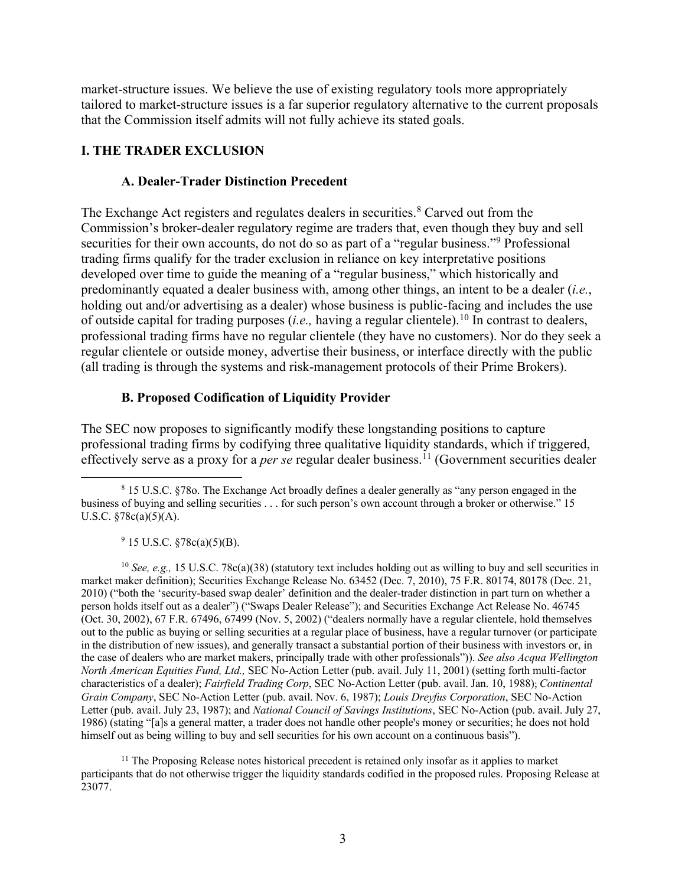market-structure issues. We believe the use of existing regulatory tools more appropriately tailored to market-structure issues is a far superior regulatory alternative to the current proposals that the Commission itself admits will not fully achieve its stated goals.

## I. THE TRADER EXCLUSION

### A. Dealer-Trader Distinction Precedent

The Exchange Act registers and regulates dealers in securities.[8] Carved out from the Commission's broker-dealer regulatory regime are traders that, even though they buy and sell securities for their own accounts, do not do so as part of a "regular business."[9] Professional trading firms qualify for the trader exclusion in reliance on key interpretative positions developed over time to guide the meaning of a "regular business," which historically and predominantly equated a dealer business with, among other things, an intent to be a dealer (*i.e.*, holding out and/or advertising as a dealer) whose business is public-facing and includes the use of outside capital for trading purposes (*i.e.,* having a regular clientele).[10] In contrast to dealers, professional trading firms have no regular clientele (they have no customers). Nor do they seek a regular clientele or outside money, advertise their business, or interface directly with the public (all trading is through the systems and risk-management protocols of their Prime Brokers).

### B. Proposed Codification of Liquidity Provider

The SEC now proposes to significantly modify these longstanding positions to capture professional trading firms by codifying three qualitative liquidity standards, which if triggered, effectively serve as a proxy for a *per se* regular dealer business.[11] (Government securities dealer

---

[8] 15 U.S.C. §78o. The Exchange Act broadly defines a dealer generally as "any person engaged in the business of buying and selling securities . . . for such person's own account through a broker or otherwise." 15 U.S.C. §78c(a)(5)(A).

[9] 15 U.S.C. §78c(a)(5)(B).

[10] *See, e.g.,* 15 U.S.C. 78c(a)(38) (statutory text includes holding out as willing to buy and sell securities in market maker definition); Securities Exchange Release No. 63452 (Dec. 7, 2010), 75 F.R. 80174, 80178 (Dec. 21, 2010) ("both the 'security-based swap dealer' definition and the dealer-trader distinction in part turn on whether a person holds itself out as a dealer") ("Swaps Dealer Release"); and Securities Exchange Act Release No. 46745 (Oct. 30, 2002), 67 F.R. 67496, 67499 (Nov. 5, 2002) ("dealers normally have a regular clientele, hold themselves out to the public as buying or selling securities at a regular place of business, have a regular turnover (or participate in the distribution of new issues), and generally transact a substantial portion of their business with investors or, in the case of dealers who are market makers, principally trade with other professionals")). *See also Acqua Wellington North American Equities Fund, Ltd.,* SEC No-Action Letter (pub. avail. July 11, 2001) (setting forth multi-factor characteristics of a dealer); *Fairfield Trading Corp*, SEC No-Action Letter (pub. avail. Jan. 10, 1988); *Continental Grain Company*, SEC No-Action Letter (pub. avail. Nov. 6, 1987); *Louis Dreyfus Corporation*, SEC No-Action Letter (pub. avail. July 23, 1987); and *National Council of Savings Institutions*, SEC No-Action (pub. avail. July 27, 1986) (stating "[a]s a general matter, a trader does not handle other people's money or securities; he does not hold himself out as being willing to buy and sell securities for his own account on a continuous basis").

[11] The Proposing Release notes historical precedent is retained only insofar as it applies to market participants that do not otherwise trigger the liquidity standards codified in the proposed rules. Proposing Release at 23077.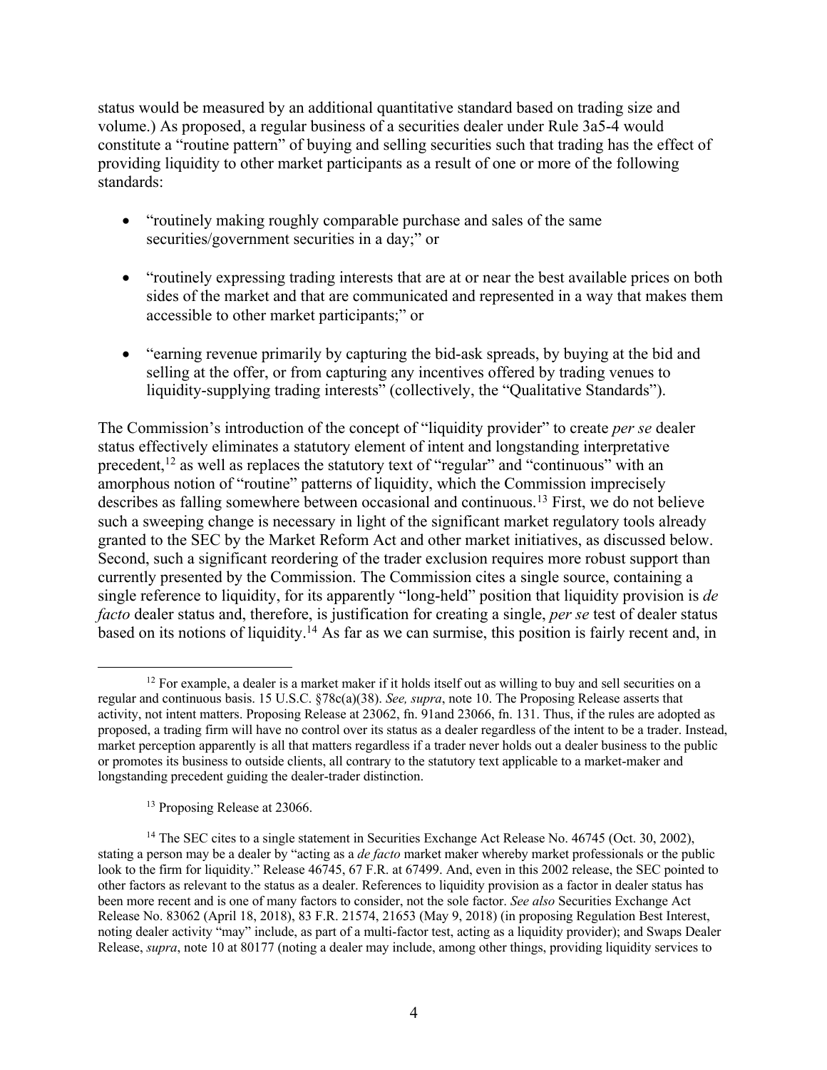status would be measured by an additional quantitative standard based on trading size and volume.) As proposed, a regular business of a securities dealer under Rule 3a5-4 would constitute a "routine pattern" of buying and selling securities such that trading has the effect of providing liquidity to other market participants as a result of one or more of the following standards:

- "routinely making roughly comparable purchase and sales of the same securities/government securities in a day;" or
- "routinely expressing trading interests that are at or near the best available prices on both sides of the market and that are communicated and represented in a way that makes them accessible to other market participants;" or
- "earning revenue primarily by capturing the bid-ask spreads, by buying at the bid and selling at the offer, or from capturing any incentives offered by trading venues to liquidity-supplying trading interests" (collectively, the "Qualitative Standards").

The Commission's introduction of the concept of "liquidity provider" to create *per se* dealer status effectively eliminates a statutory element of intent and longstanding interpretative precedent,[12] as well as replaces the statutory text of "regular" and "continuous" with an amorphous notion of "routine" patterns of liquidity, which the Commission imprecisely describes as falling somewhere between occasional and continuous.[13] First, we do not believe such a sweeping change is necessary in light of the significant market regulatory tools already granted to the SEC by the Market Reform Act and other market initiatives, as discussed below. Second, such a significant reordering of the trader exclusion requires more robust support than currently presented by the Commission. The Commission cites a single source, containing a single reference to liquidity, for its apparently "long-held" position that liquidity provision is *de facto* dealer status and, therefore, is justification for creating a single, *per se* test of dealer status based on its notions of liquidity.[14] As far as we can surmise, this position is fairly recent and, in

---

[12] For example, a dealer is a market maker if it holds itself out as willing to buy and sell securities on a regular and continuous basis. 15 U.S.C. §78c(a)(38). *See, supra*, note 10. The Proposing Release asserts that activity, not intent matters. Proposing Release at 23062, fn. 91and 23066, fn. 131. Thus, if the rules are adopted as proposed, a trading firm will have no control over its status as a dealer regardless of the intent to be a trader. Instead, market perception apparently is all that matters regardless if a trader never holds out a dealer business to the public or promotes its business to outside clients, all contrary to the statutory text applicable to a market-maker and longstanding precedent guiding the dealer-trader distinction.

[13] Proposing Release at 23066.

[14] The SEC cites to a single statement in Securities Exchange Act Release No. 46745 (Oct. 30, 2002), stating a person may be a dealer by "acting as a *de facto* market maker whereby market professionals or the public look to the firm for liquidity." Release 46745, 67 F.R. at 67499. And, even in this 2002 release, the SEC pointed to other factors as relevant to the status as a dealer. References to liquidity provision as a factor in dealer status has been more recent and is one of many factors to consider, not the sole factor. *See also* Securities Exchange Act Release No. 83062 (April 18, 2018), 83 F.R. 21574, 21653 (May 9, 2018) (in proposing Regulation Best Interest, noting dealer activity "may" include, as part of a multi-factor test, acting as a liquidity provider); and Swaps Dealer Release, *supra*, note 10 at 80177 (noting a dealer may include, among other things, providing liquidity services to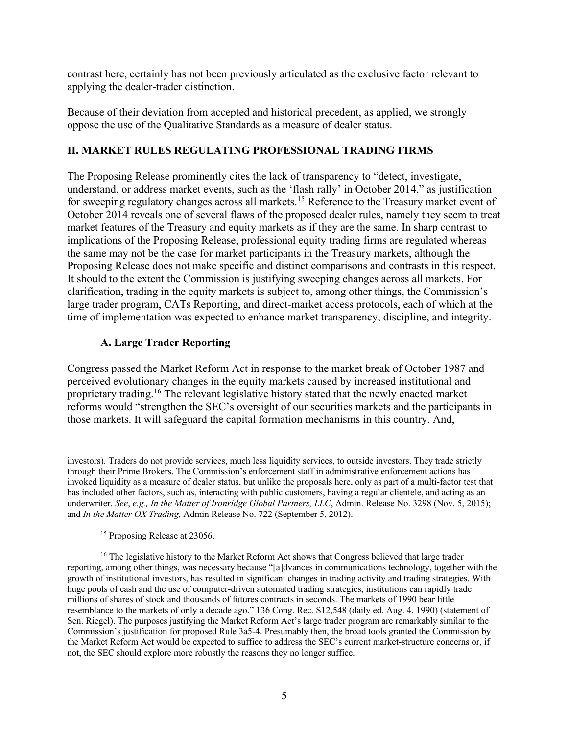contrast here, certainly has not been previously articulated as the exclusive factor relevant to applying the dealer-trader distinction.

Because of their deviation from accepted and historical precedent, as applied, we strongly oppose the use of the Qualitative Standards as a measure of dealer status.

## II. MARKET RULES REGULATING PROFESSIONAL TRADING FIRMS

The Proposing Release prominently cites the lack of transparency to "detect, investigate, understand, or address market events, such as the 'flash rally' in October 2014," as justification for sweeping regulatory changes across all markets.[15] Reference to the Treasury market event of October 2014 reveals one of several flaws of the proposed dealer rules, namely they seem to treat market features of the Treasury and equity markets as if they are the same. In sharp contrast to implications of the Proposing Release, professional equity trading firms are regulated whereas the same may not be the case for market participants in the Treasury markets, although the Proposing Release does not make specific and distinct comparisons and contrasts in this respect. It should to the extent the Commission is justifying sweeping changes across all markets. For clarification, trading in the equity markets is subject to, among other things, the Commission's large trader program, CATs Reporting, and direct-market access protocols, each of which at the time of implementation was expected to enhance market transparency, discipline, and integrity.

### A. Large Trader Reporting

Congress passed the Market Reform Act in response to the market break of October 1987 and perceived evolutionary changes in the equity markets caused by increased institutional and proprietary trading.[16] The relevant legislative history stated that the newly enacted market reforms would "strengthen the SEC's oversight of our securities markets and the participants in those markets. It will safeguard the capital formation mechanisms in this country. And,

---

investors). Traders do not provide services, much less liquidity services, to outside investors. They trade strictly through their Prime Brokers. The Commission's enforcement staff in administrative enforcement actions has invoked liquidity as a measure of dealer status, but unlike the proposals here, only as part of a multi-factor test that has included other factors, such as, interacting with public customers, having a regular clientele, and acting as an underwriter. *See*, *e.g., In the Matter of Ironridge Global Partners, LLC*, Admin. Release No. 3298 (Nov. 5, 2015); and *In the Matter OX Trading,* Admin Release No. 722 (September 5, 2012).

[15] Proposing Release at 23056.

[16] The legislative history to the Market Reform Act shows that Congress believed that large trader reporting, among other things, was necessary because "[a]dvances in communications technology, together with the growth of institutional investors, has resulted in significant changes in trading activity and trading strategies. With huge pools of cash and the use of computer-driven automated trading strategies, institutions can rapidly trade millions of shares of stock and thousands of futures contracts in seconds. The markets of 1990 bear little resemblance to the markets of only a decade ago." 136 Cong. Rec. S12,548 (daily ed. Aug. 4, 1990) (statement of Sen. Riegel). The purposes justifying the Market Reform Act's large trader program are remarkably similar to the Commission's justification for proposed Rule 3a5-4. Presumably then, the broad tools granted the Commission by the Market Reform Act would be expected to suffice to address the SEC's current market-structure concerns or, if not, the SEC should explore more robustly the reasons they no longer suffice.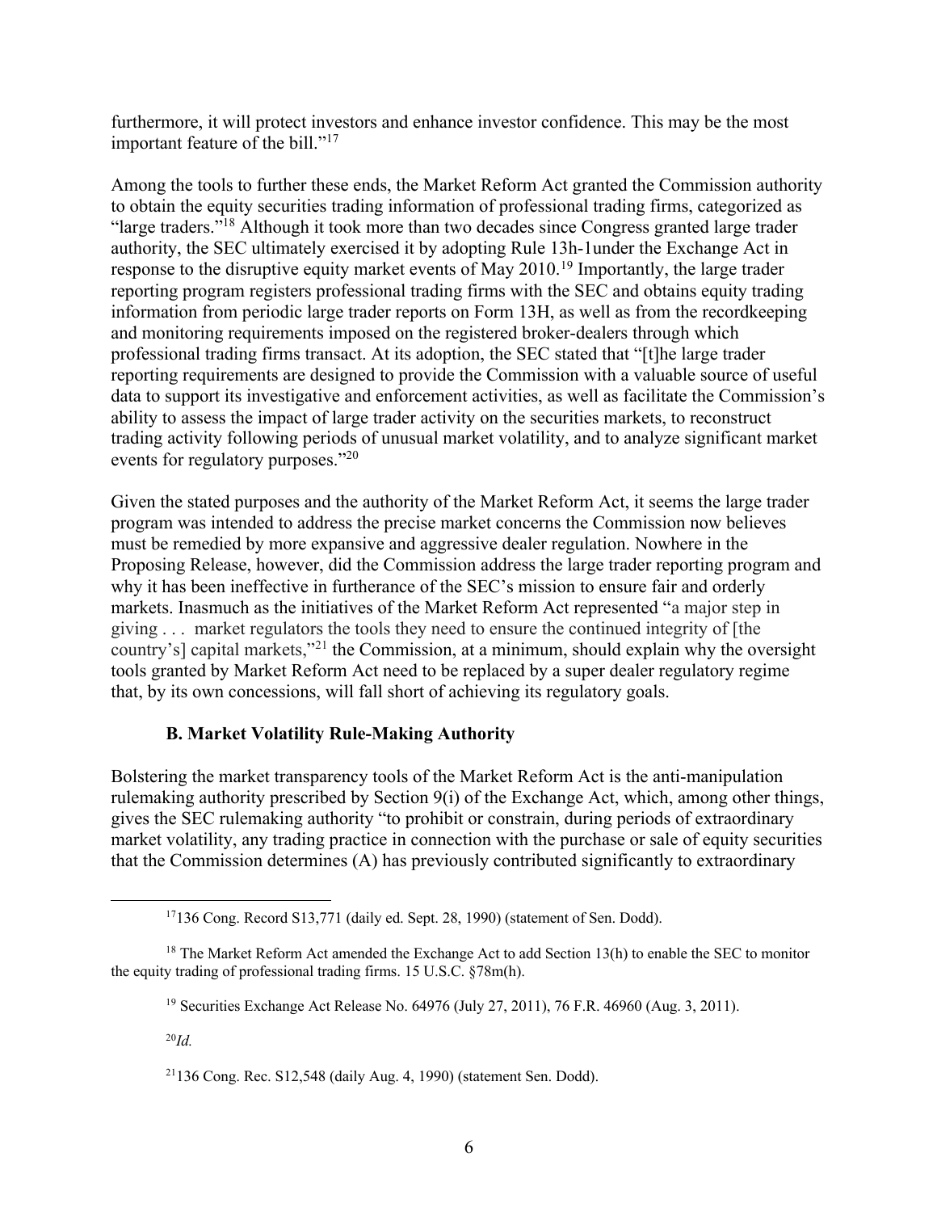furthermore, it will protect investors and enhance investor confidence. This may be the most important feature of the bill."[17]

Among the tools to further these ends, the Market Reform Act granted the Commission authority to obtain the equity securities trading information of professional trading firms, categorized as "large traders."[18] Although it took more than two decades since Congress granted large trader authority, the SEC ultimately exercised it by adopting Rule 13h-1under the Exchange Act in response to the disruptive equity market events of May 2010.[19] Importantly, the large trader reporting program registers professional trading firms with the SEC and obtains equity trading information from periodic large trader reports on Form 13H, as well as from the recordkeeping and monitoring requirements imposed on the registered broker-dealers through which professional trading firms transact. At its adoption, the SEC stated that "[t]he large trader reporting requirements are designed to provide the Commission with a valuable source of useful data to support its investigative and enforcement activities, as well as facilitate the Commission's ability to assess the impact of large trader activity on the securities markets, to reconstruct trading activity following periods of unusual market volatility, and to analyze significant market events for regulatory purposes."[20]

Given the stated purposes and the authority of the Market Reform Act, it seems the large trader program was intended to address the precise market concerns the Commission now believes must be remedied by more expansive and aggressive dealer regulation. Nowhere in the Proposing Release, however, did the Commission address the large trader reporting program and why it has been ineffective in furtherance of the SEC's mission to ensure fair and orderly markets. Inasmuch as the initiatives of the Market Reform Act represented "a major step in giving . . . market regulators the tools they need to ensure the continued integrity of [the country's] capital markets,"[21] the Commission, at a minimum, should explain why the oversight tools granted by Market Reform Act need to be replaced by a super dealer regulatory regime that, by its own concessions, will fall short of achieving its regulatory goals.

### B. Market Volatility Rule-Making Authority

Bolstering the market transparency tools of the Market Reform Act is the anti-manipulation rulemaking authority prescribed by Section 9(i) of the Exchange Act, which, among other things, gives the SEC rulemaking authority "to prohibit or constrain, during periods of extraordinary market volatility, any trading practice in connection with the purchase or sale of equity securities that the Commission determines (A) has previously contributed significantly to extraordinary

---

[17] 136 Cong. Record S13,771 (daily ed. Sept. 28, 1990) (statement of Sen. Dodd).

[18] The Market Reform Act amended the Exchange Act to add Section 13(h) to enable the SEC to monitor the equity trading of professional trading firms. 15 U.S.C. §78m(h).

[19] Securities Exchange Act Release No. 64976 (July 27, 2011), 76 F.R. 46960 (Aug. 3, 2011).

[20] *Id.*

[21] 136 Cong. Rec. S12,548 (daily Aug. 4, 1990) (statement Sen. Dodd).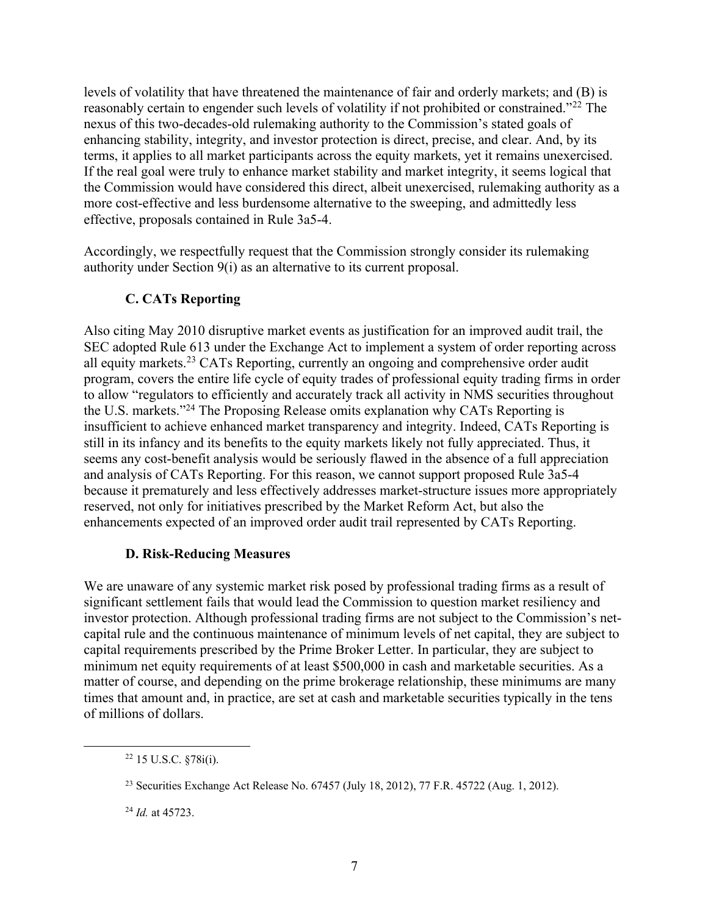levels of volatility that have threatened the maintenance of fair and orderly markets; and (B) is reasonably certain to engender such levels of volatility if not prohibited or constrained."[22] The nexus of this two-decades-old rulemaking authority to the Commission's stated goals of enhancing stability, integrity, and investor protection is direct, precise, and clear. And, by its terms, it applies to all market participants across the equity markets, yet it remains unexercised. If the real goal were truly to enhance market stability and market integrity, it seems logical that the Commission would have considered this direct, albeit unexercised, rulemaking authority as a more cost-effective and less burdensome alternative to the sweeping, and admittedly less effective, proposals contained in Rule 3a5-4.

Accordingly, we respectfully request that the Commission strongly consider its rulemaking authority under Section 9(i) as an alternative to its current proposal.

### C. CATs Reporting

Also citing May 2010 disruptive market events as justification for an improved audit trail, the SEC adopted Rule 613 under the Exchange Act to implement a system of order reporting across all equity markets.[23] CATs Reporting, currently an ongoing and comprehensive order audit program, covers the entire life cycle of equity trades of professional equity trading firms in order to allow "regulators to efficiently and accurately track all activity in NMS securities throughout the U.S. markets."[24] The Proposing Release omits explanation why CATs Reporting is insufficient to achieve enhanced market transparency and integrity. Indeed, CATs Reporting is still in its infancy and its benefits to the equity markets likely not fully appreciated. Thus, it seems any cost-benefit analysis would be seriously flawed in the absence of a full appreciation and analysis of CATs Reporting. For this reason, we cannot support proposed Rule 3a5-4 because it prematurely and less effectively addresses market-structure issues more appropriately reserved, not only for initiatives prescribed by the Market Reform Act, but also the enhancements expected of an improved order audit trail represented by CATs Reporting.

### D. Risk-Reducing Measures

We are unaware of any systemic market risk posed by professional trading firms as a result of significant settlement fails that would lead the Commission to question market resiliency and investor protection. Although professional trading firms are not subject to the Commission's net-capital rule and the continuous maintenance of minimum levels of net capital, they are subject to capital requirements prescribed by the Prime Broker Letter. In particular, they are subject to minimum net equity requirements of at least $500,000 in cash and marketable securities. As a matter of course, and depending on the prime brokerage relationship, these minimums are many times that amount and, in practice, are set at cash and marketable securities typically in the tens of millions of dollars.

---

[22] 15 U.S.C. §78i(i).

[23] Securities Exchange Act Release No. 67457 (July 18, 2012), 77 F.R. 45722 (Aug. 1, 2012).

[24] *Id.* at 45723.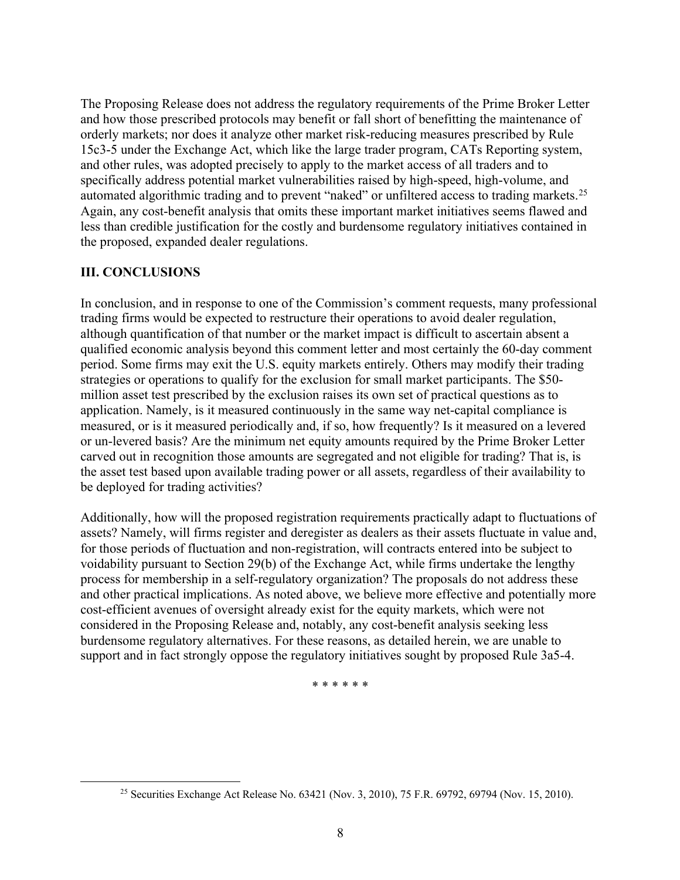The Proposing Release does not address the regulatory requirements of the Prime Broker Letter and how those prescribed protocols may benefit or fall short of benefitting the maintenance of orderly markets; nor does it analyze other market risk-reducing measures prescribed by Rule 15c3-5 under the Exchange Act, which like the large trader program, CATs Reporting system, and other rules, was adopted precisely to apply to the market access of all traders and to specifically address potential market vulnerabilities raised by high-speed, high-volume, and automated algorithmic trading and to prevent "naked" or unfiltered access to trading markets.[25] Again, any cost-benefit analysis that omits these important market initiatives seems flawed and less than credible justification for the costly and burdensome regulatory initiatives contained in the proposed, expanded dealer regulations.

## III. CONCLUSIONS

In conclusion, and in response to one of the Commission's comment requests, many professional trading firms would be expected to restructure their operations to avoid dealer regulation, although quantification of that number or the market impact is difficult to ascertain absent a qualified economic analysis beyond this comment letter and most certainly the 60-day comment period. Some firms may exit the U.S. equity markets entirely. Others may modify their trading strategies or operations to qualify for the exclusion for small market participants. The $50-million asset test prescribed by the exclusion raises its own set of practical questions as to application. Namely, is it measured continuously in the same way net-capital compliance is measured, or is it measured periodically and, if so, how frequently? Is it measured on a levered or un-levered basis? Are the minimum net equity amounts required by the Prime Broker Letter carved out in recognition those amounts are segregated and not eligible for trading? That is, is the asset test based upon available trading power or all assets, regardless of their availability to be deployed for trading activities?

Additionally, how will the proposed registration requirements practically adapt to fluctuations of assets? Namely, will firms register and deregister as dealers as their assets fluctuate in value and, for those periods of fluctuation and non-registration, will contracts entered into be subject to voidability pursuant to Section 29(b) of the Exchange Act, while firms undertake the lengthy process for membership in a self-regulatory organization? The proposals do not address these and other practical implications. As noted above, we believe more effective and potentially more cost-efficient avenues of oversight already exist for the equity markets, which were not considered in the Proposing Release and, notably, any cost-benefit analysis seeking less burdensome regulatory alternatives. For these reasons, as detailed herein, we are unable to support and in fact strongly oppose the regulatory initiatives sought by proposed Rule 3a5-4.

\* \* \* \* \* \*

---

[25] Securities Exchange Act Release No. 63421 (Nov. 3, 2010), 75 F.R. 69792, 69794 (Nov. 15, 2010).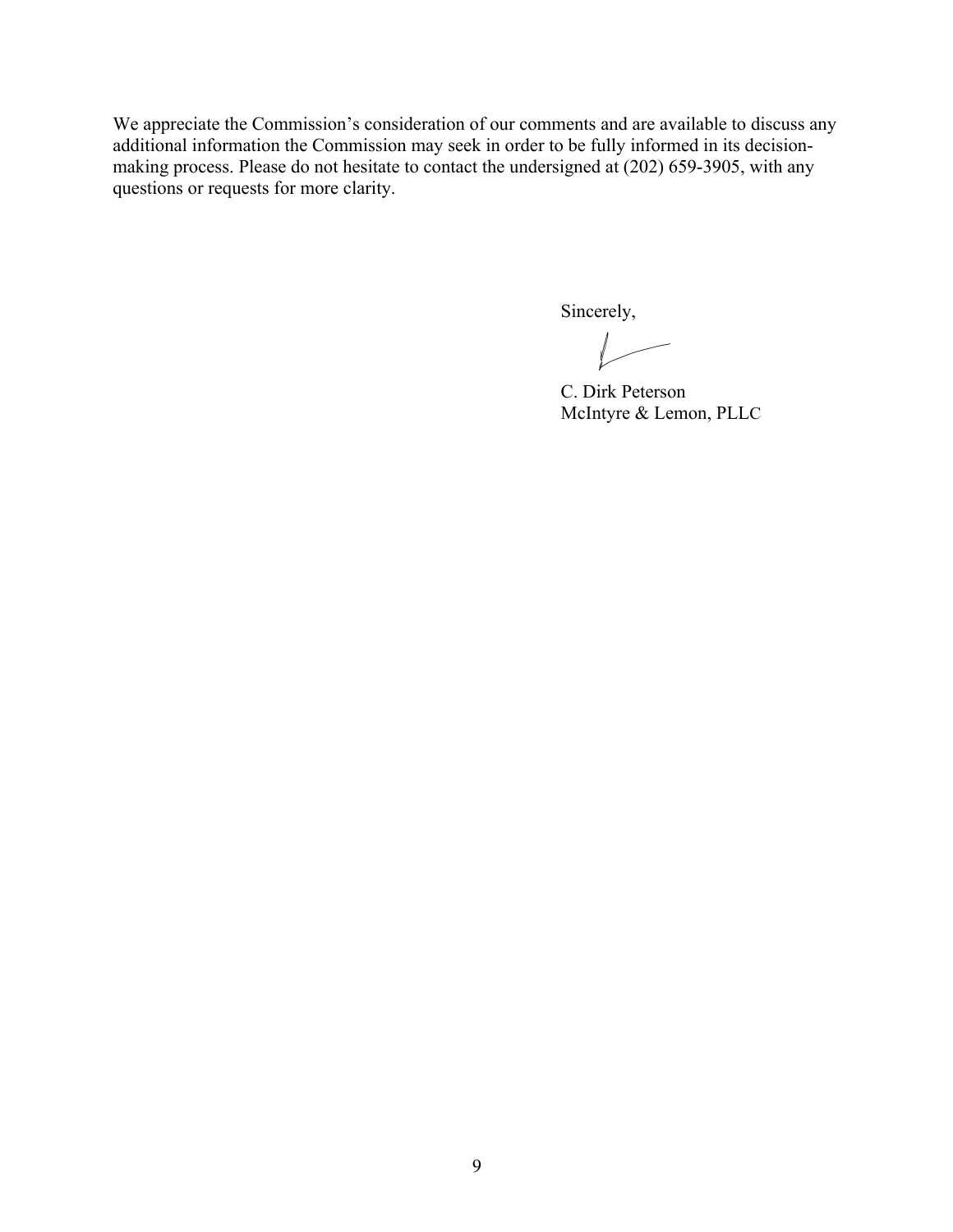We appreciate the Commission's consideration of our comments and are available to discuss any additional information the Commission may seek in order to be fully informed in its decision-making process. Please do not hesitate to contact the undersigned at (202) 659-3905, with any questions or requests for more clarity.

Sincerely,

C. Dirk Peterson  
McIntyre & Lemon, PLLC